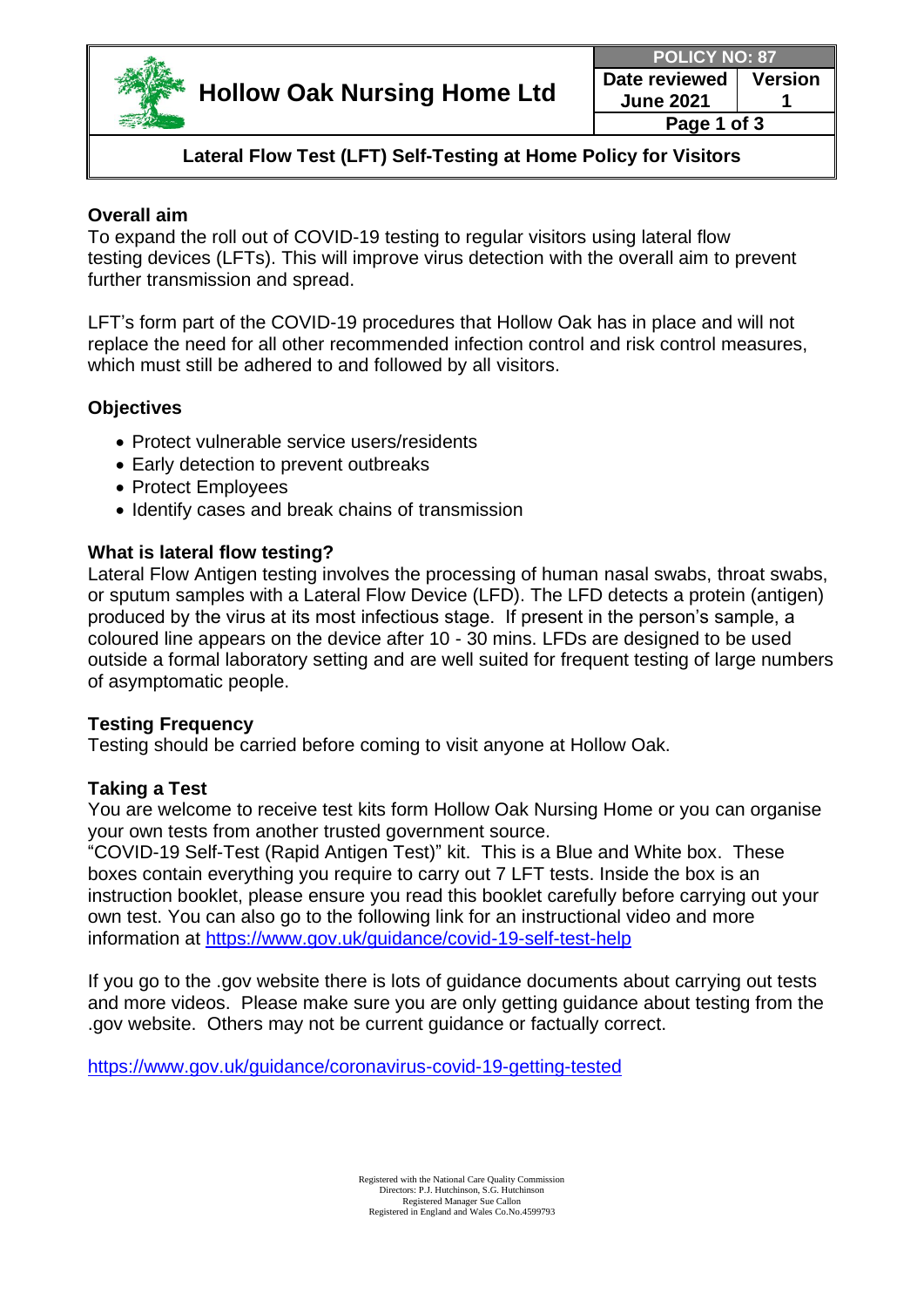| Hollow Oak Nursing Home Ltd | POLICY NO: 87 | |
|---|---|---|
| | Date reviewed June 2021 | Version 1 |
| | Page 1 of 3 | |

**Lateral Flow Test (LFT) Self-Testing at Home Policy for Visitors**

## Overall aim

To expand the roll out of COVID-19 testing to regular visitors using lateral flow testing devices (LFTs). This will improve virus detection with the overall aim to prevent further transmission and spread.

LFT's form part of the COVID-19 procedures that Hollow Oak has in place and will not replace the need for all other recommended infection control and risk control measures, which must still be adhered to and followed by all visitors.

## Objectives

- Protect vulnerable service users/residents
- Early detection to prevent outbreaks
- Protect Employees
- Identify cases and break chains of transmission

## What is lateral flow testing?

Lateral Flow Antigen testing involves the processing of human nasal swabs, throat swabs, or sputum samples with a Lateral Flow Device (LFD). The LFD detects a protein (antigen) produced by the virus at its most infectious stage. If present in the person's sample, a coloured line appears on the device after 10 - 30 mins. LFDs are designed to be used outside a formal laboratory setting and are well suited for frequent testing of large numbers of asymptomatic people.

## Testing Frequency

Testing should be carried before coming to visit anyone at Hollow Oak.

## Taking a Test

You are welcome to receive test kits form Hollow Oak Nursing Home or you can organise your own tests from another trusted government source.
"COVID-19 Self-Test (Rapid Antigen Test)" kit. This is a Blue and White box. These boxes contain everything you require to carry out 7 LFT tests. Inside the box is an instruction booklet, please ensure you read this booklet carefully before carrying out your own test. You can also go to the following link for an instructional video and more information at https://www.gov.uk/guidance/covid-19-self-test-help

If you go to the .gov website there is lots of guidance documents about carrying out tests and more videos. Please make sure you are only getting guidance about testing from the .gov website. Others may not be current guidance or factually correct.

https://www.gov.uk/guidance/coronavirus-covid-19-getting-tested

Registered with the National Care Quality Commission
Directors: P.J. Hutchinson, S.G. Hutchinson
Registered Manager Sue Callon
Registered in England and Wales Co.No.4599793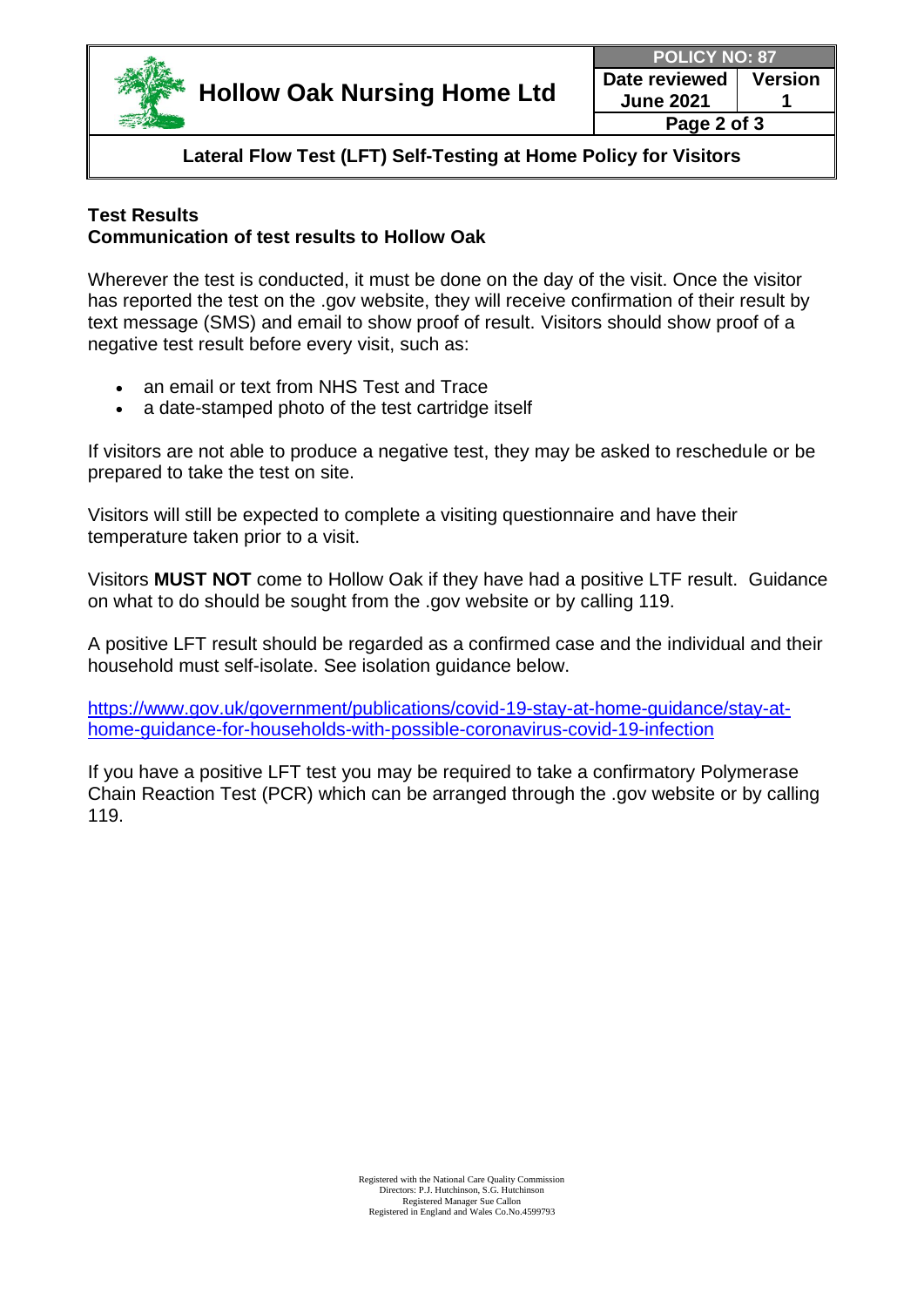**Test Results**
**Communication of test results to Hollow Oak**

Wherever the test is conducted, it must be done on the day of the visit. Once the visitor has reported the test on the .gov website, they will receive confirmation of their result by text message (SMS) and email to show proof of result. Visitors should show proof of a negative test result before every visit, such as:

- an email or text from NHS Test and Trace
- a date-stamped photo of the test cartridge itself

If visitors are not able to produce a negative test, they may be asked to reschedule or be prepared to take the test on site.

Visitors will still be expected to complete a visiting questionnaire and have their temperature taken prior to a visit.

Visitors **MUST NOT** come to Hollow Oak if they have had a positive LTF result. Guidance on what to do should be sought from the .gov website or by calling 119.

A positive LFT result should be regarded as a confirmed case and the individual and their household must self-isolate. See isolation guidance below.

https://www.gov.uk/government/publications/covid-19-stay-at-home-guidance/stay-at-home-guidance-for-households-with-possible-coronavirus-covid-19-infection

If you have a positive LFT test you may be required to take a confirmatory Polymerase Chain Reaction Test (PCR) which can be arranged through the .gov website or by calling 119.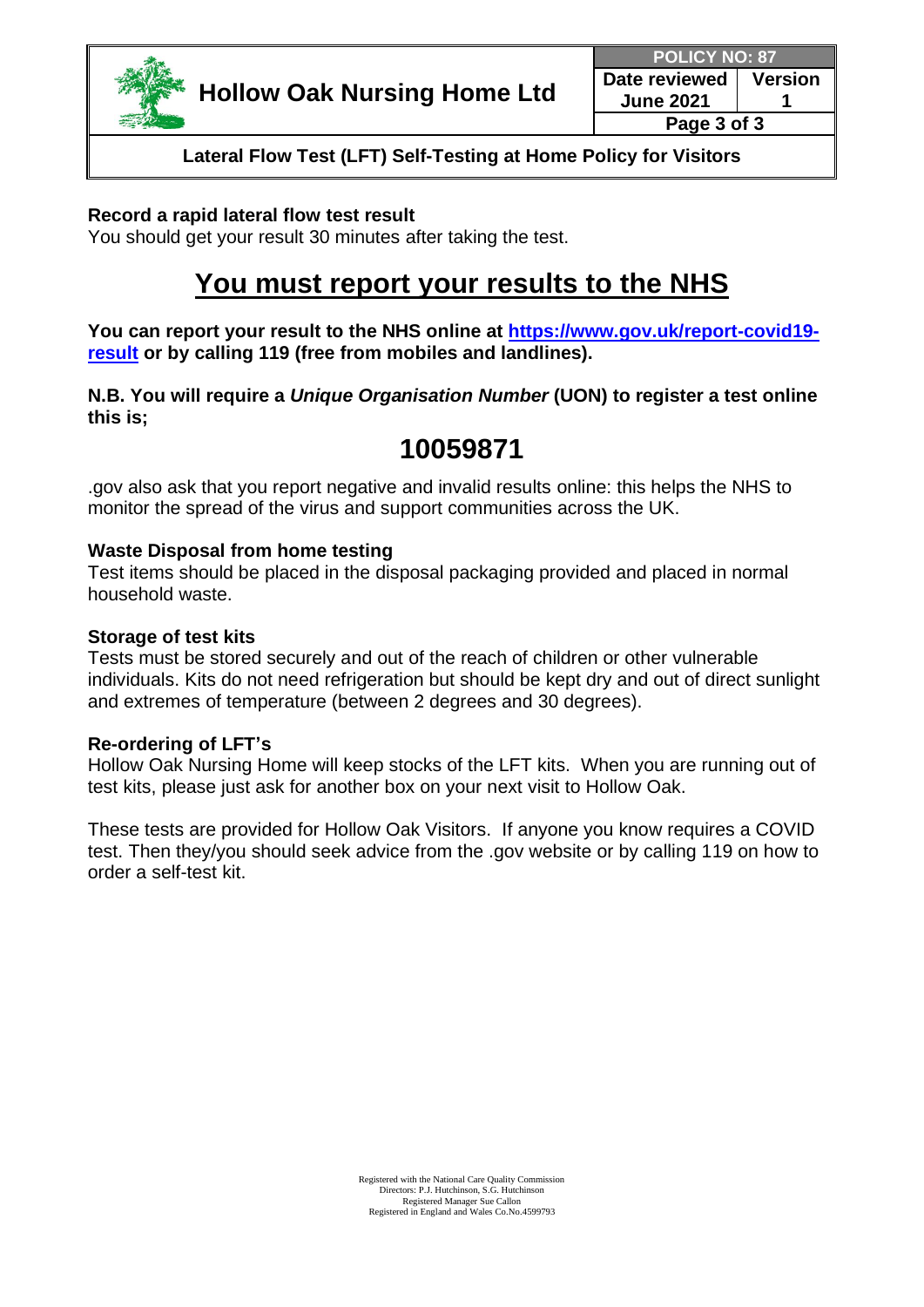#### Record a rapid lateral flow test result

You should get your result 30 minutes after taking the test.

# <u>You must report your results to the NHS</u>

**You can report your result to the NHS online at [https://www.gov.uk/report-covid19-result](https://www.gov.uk/report-covid19-result) or by calling 119 (free from mobiles and landlines).**

**N.B. You will require a *Unique Organisation Number* (UON) to register a test online this is;**

## 10059871

.gov also ask that you report negative and invalid results online: this helps the NHS to monitor the spread of the virus and support communities across the UK.

#### Waste Disposal from home testing

Test items should be placed in the disposal packaging provided and placed in normal household waste.

#### Storage of test kits

Tests must be stored securely and out of the reach of children or other vulnerable individuals. Kits do not need refrigeration but should be kept dry and out of direct sunlight and extremes of temperature (between 2 degrees and 30 degrees).

#### Re-ordering of LFT's

Hollow Oak Nursing Home will keep stocks of the LFT kits. When you are running out of test kits, please just ask for another box on your next visit to Hollow Oak.

These tests are provided for Hollow Oak Visitors. If anyone you know requires a COVID test. Then they/you should seek advice from the .gov website or by calling 119 on how to order a self-test kit.